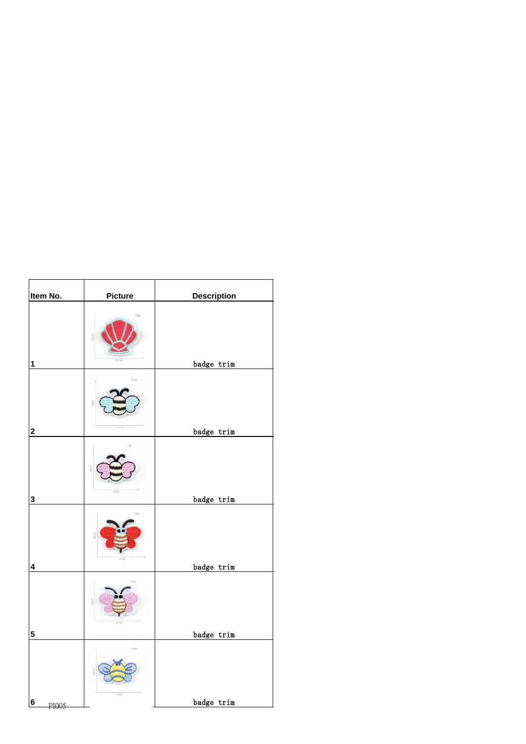| Item No. | Picture | Description |
|---|---|---|
| 1 | | badge trim |
| 2 | | badge trim |
| 3 | | badge trim |
| 4 | | badge trim |
| 5 | | badge trim |
| 6 | | badge trim |

PI005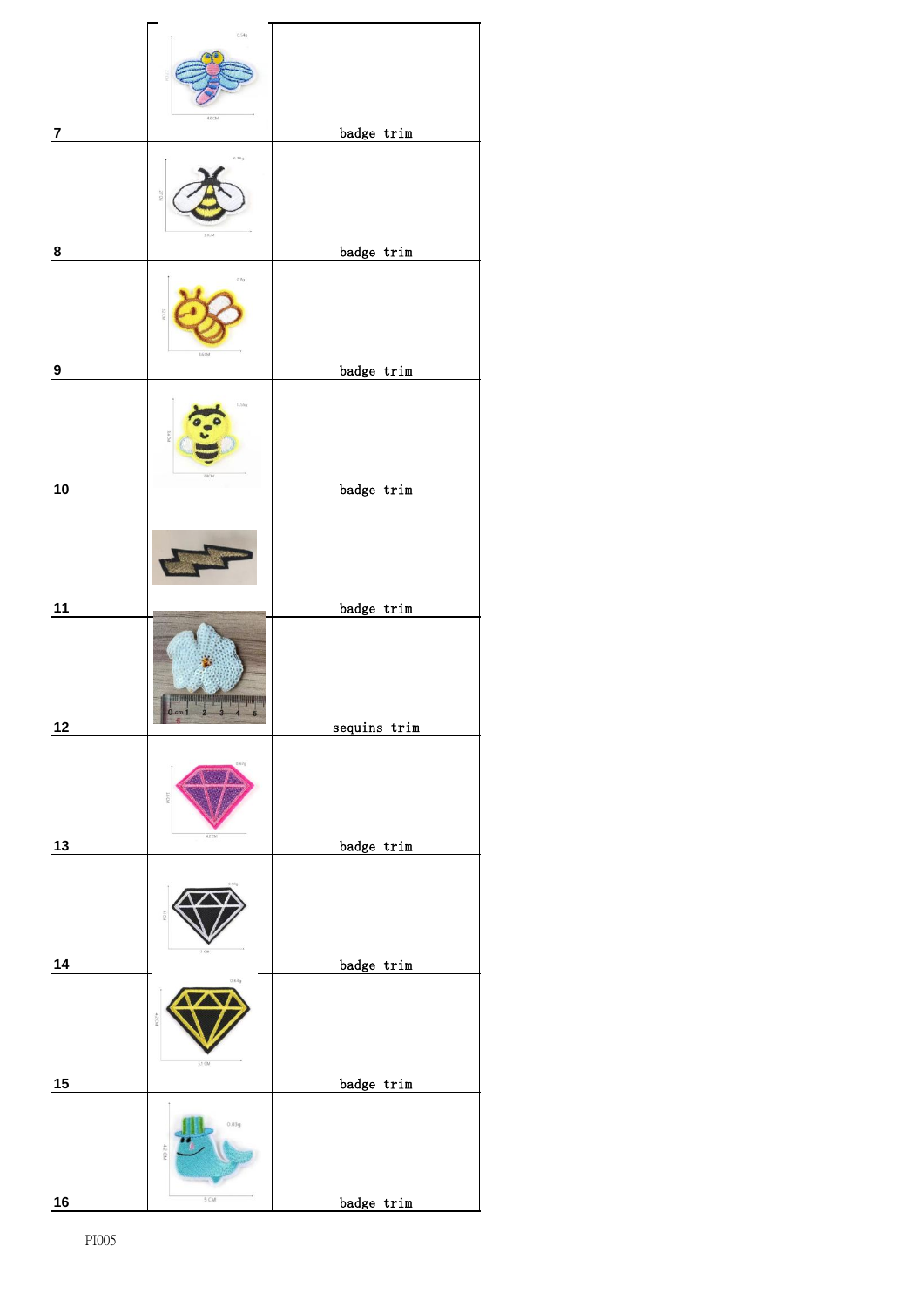| | | |
|---|---|---|
| 7 | | badge trim |
| 8 | | badge trim |
| 9 | | badge trim |
| 10 | | badge trim |
| 11 | | badge trim |
| 12 | | sequins trim |
| 13 | | badge trim |
| 14 | | badge trim |
| 15 | | badge trim |
| 16 | | badge trim |

PI005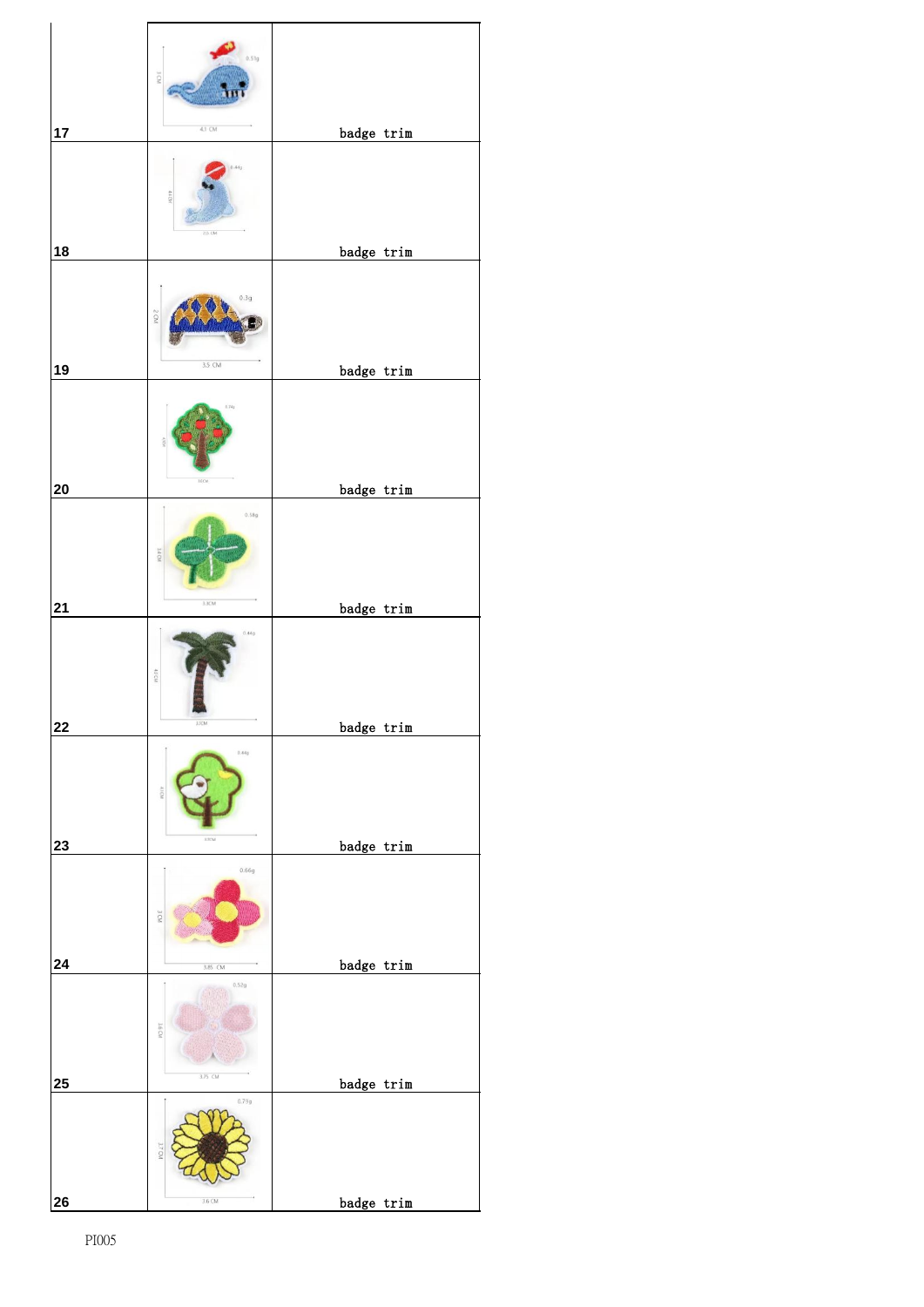| | | |
|---|---|---|
| 17 | | badge trim |
| 18 | | badge trim |
| 19 | | badge trim |
| 20 | | badge trim |
| 21 | | badge trim |
| 22 | | badge trim |
| 23 | | badge trim |
| 24 | | badge trim |
| 25 | | badge trim |
| 26 | | badge trim |

PI005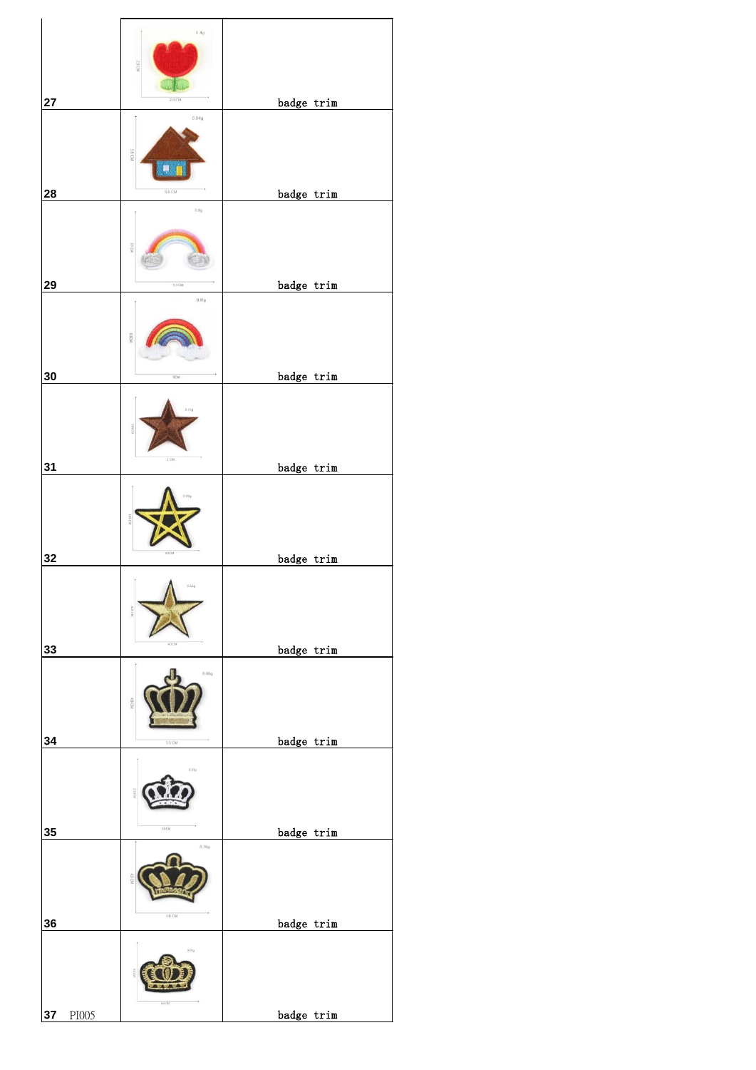| | | |
|---|---|---|
| 27 | | badge trim |
| 28 | | badge trim |
| 29 | | badge trim |
| 30 | | badge trim |
| 31 | | badge trim |
| 32 | | badge trim |
| 33 | | badge trim |
| 34 | | badge trim |
| 35 | | badge trim |
| 36 | | badge trim |
| 37 PI005 | | badge trim |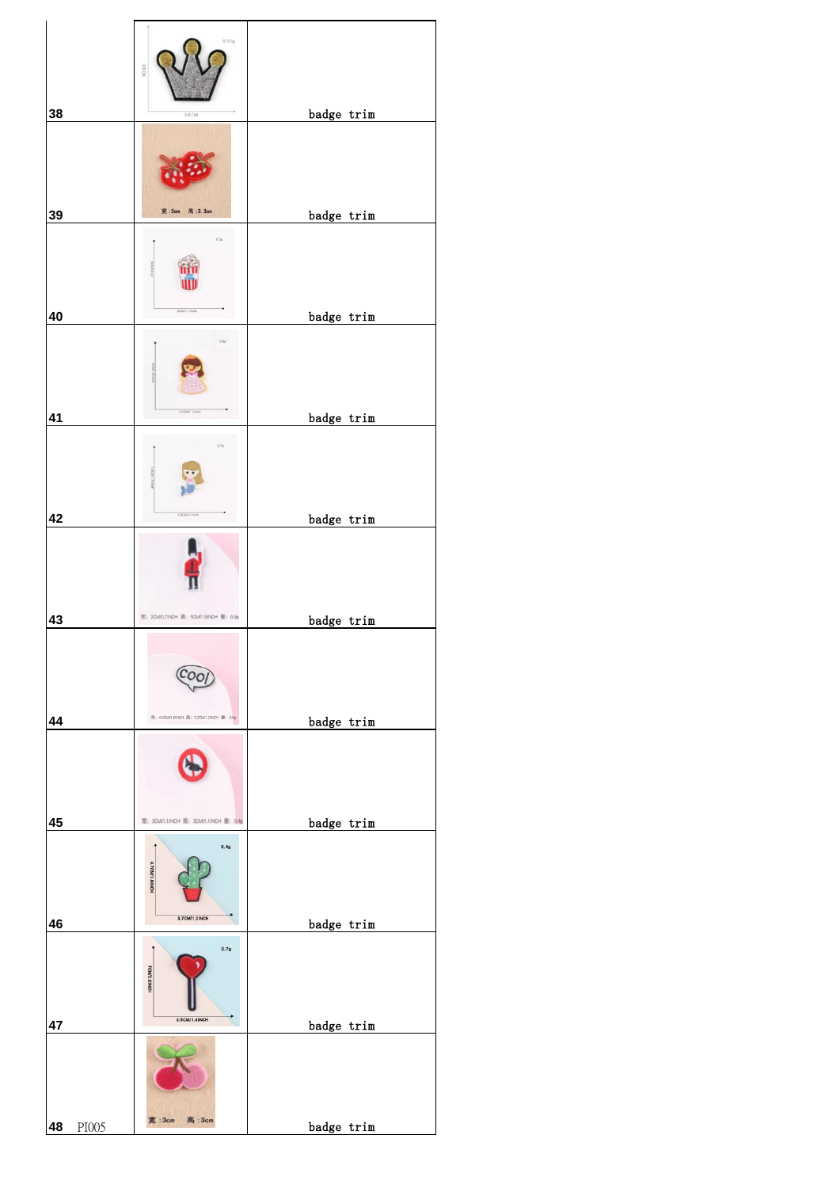| | | |
|---|---|---|
| 38 | | badge trim |
| 39 | | badge trim |
| 40 | | badge trim |
| 41 | | badge trim |
| 42 | | badge trim |
| 43 | | badge trim |
| 44 | | badge trim |
| 45 | | badge trim |
| 46 | | badge trim |
| 47 | | badge trim |
| 48 PI005 | | badge trim |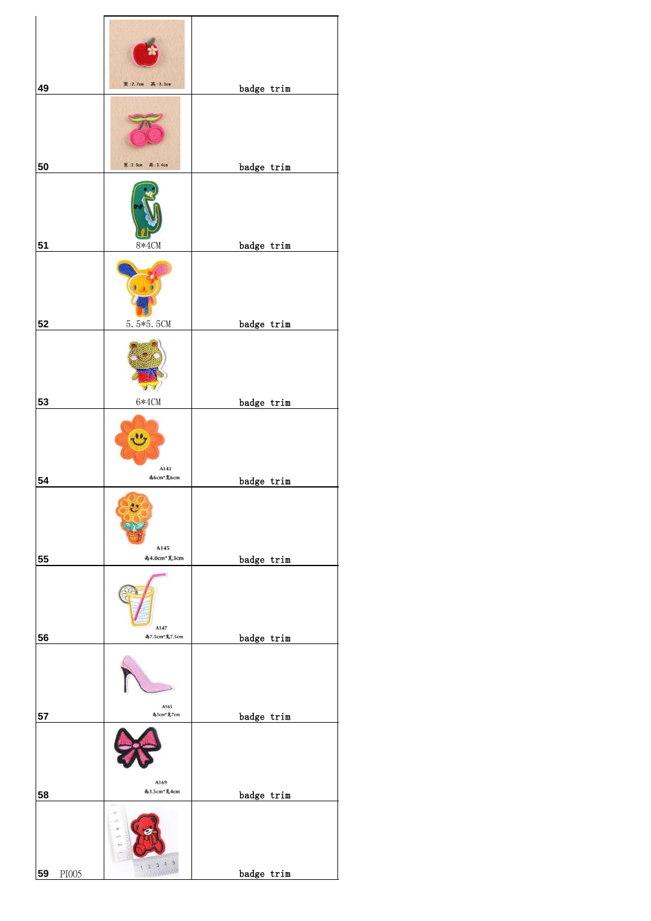| | | |
|---|---|---|
| 49 | 宽:2.7cm 高:3.3cm | badge trim |
| 50 | 宽:3.5cm 高:3.4cm | badge trim |
| 51 | 8*4CM | badge trim |
| 52 | 5.5*5.5CM | badge trim |
| 53 | 6*4CM | badge trim |
| 54 | A143 高6cm*宽6cm | badge trim |
| 55 | A145 高4.8cm*宽3cm | badge trim |
| 56 | A147 高7.5cm*宽7.5cm | badge trim |
| 57 | A165 高5cm*宽7cm | badge trim |
| 58 | A169 高3.5cm*宽4cm | badge trim |
| 59 PI005 | | badge trim |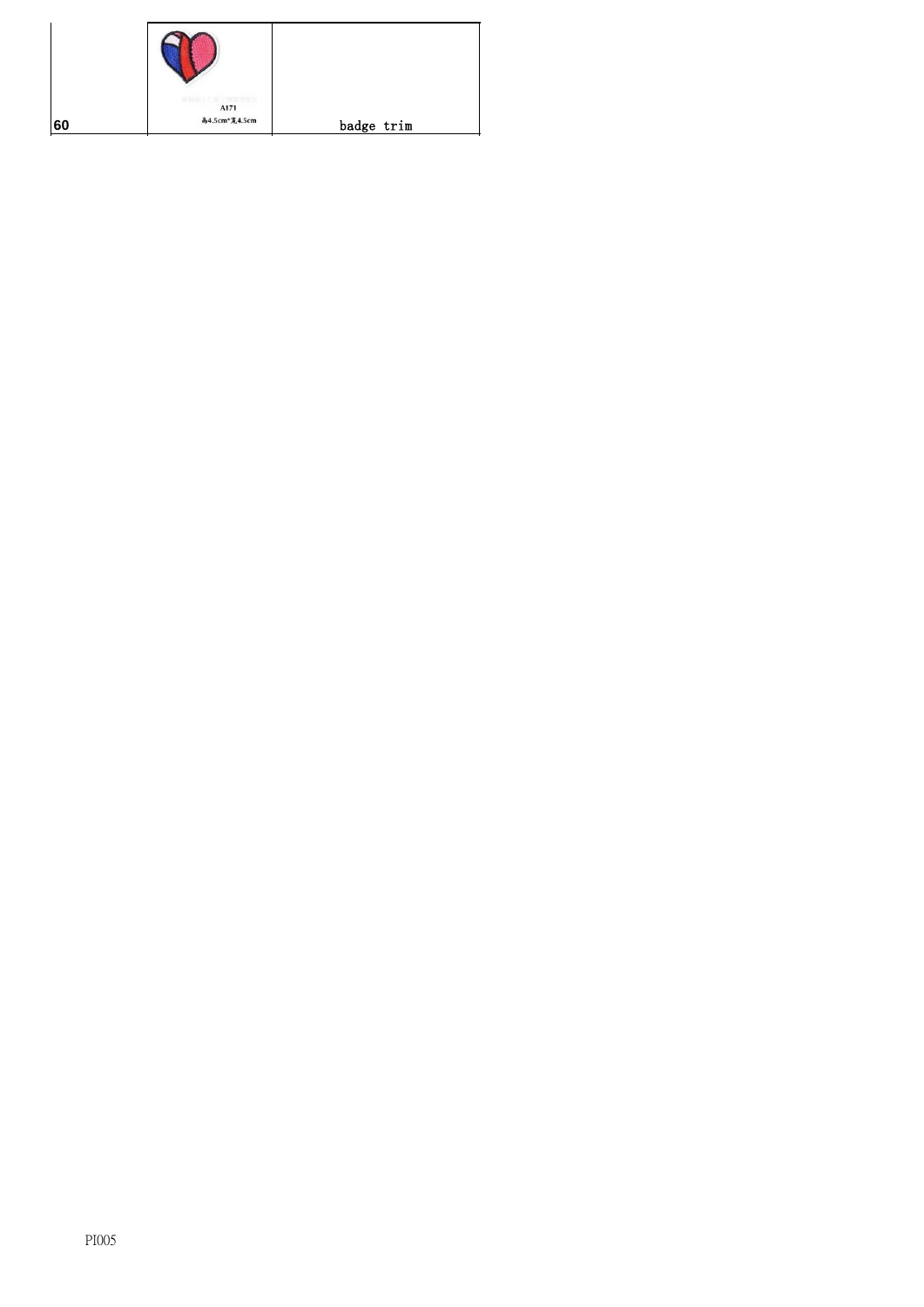| | | |
|---|---|---|
| 60 | A171<br>高4.5cm*宽4.5cm | badge trim |

PI005